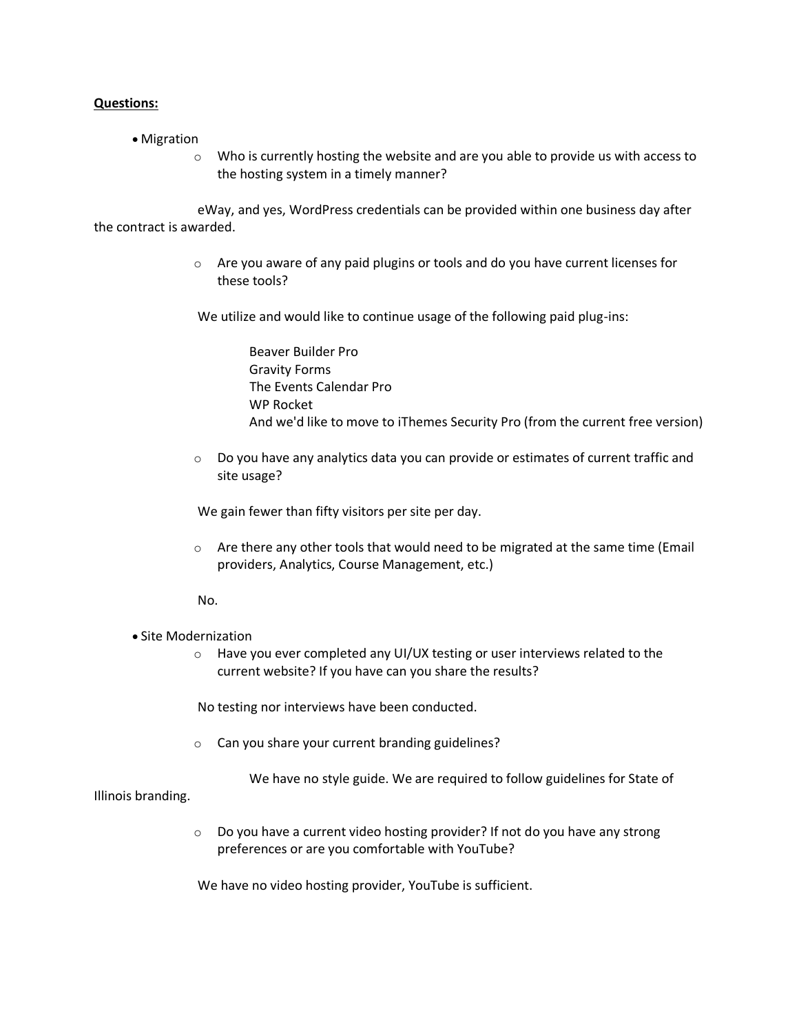**Questions:**

- Migration
  - Who is currently hosting the website and are you able to provide us with access to the hosting system in a timely manner?

eWay, and yes, WordPress credentials can be provided within one business day after the contract is awarded.

  - Are you aware of any paid plugins or tools and do you have current licenses for these tools?

We utilize and would like to continue usage of the following paid plug-ins:

Beaver Builder Pro
Gravity Forms
The Events Calendar Pro
WP Rocket
And we'd like to move to iThemes Security Pro (from the current free version)

  - Do you have any analytics data you can provide or estimates of current traffic and site usage?

We gain fewer than fifty visitors per site per day.

  - Are there any other tools that would need to be migrated at the same time (Email providers, Analytics, Course Management, etc.)

No.

- Site Modernization
  - Have you ever completed any UI/UX testing or user interviews related to the current website? If you have can you share the results?

No testing nor interviews have been conducted.

  - Can you share your current branding guidelines?

We have no style guide. We are required to follow guidelines for State of Illinois branding.

  - Do you have a current video hosting provider? If not do you have any strong preferences or are you comfortable with YouTube?

We have no video hosting provider, YouTube is sufficient.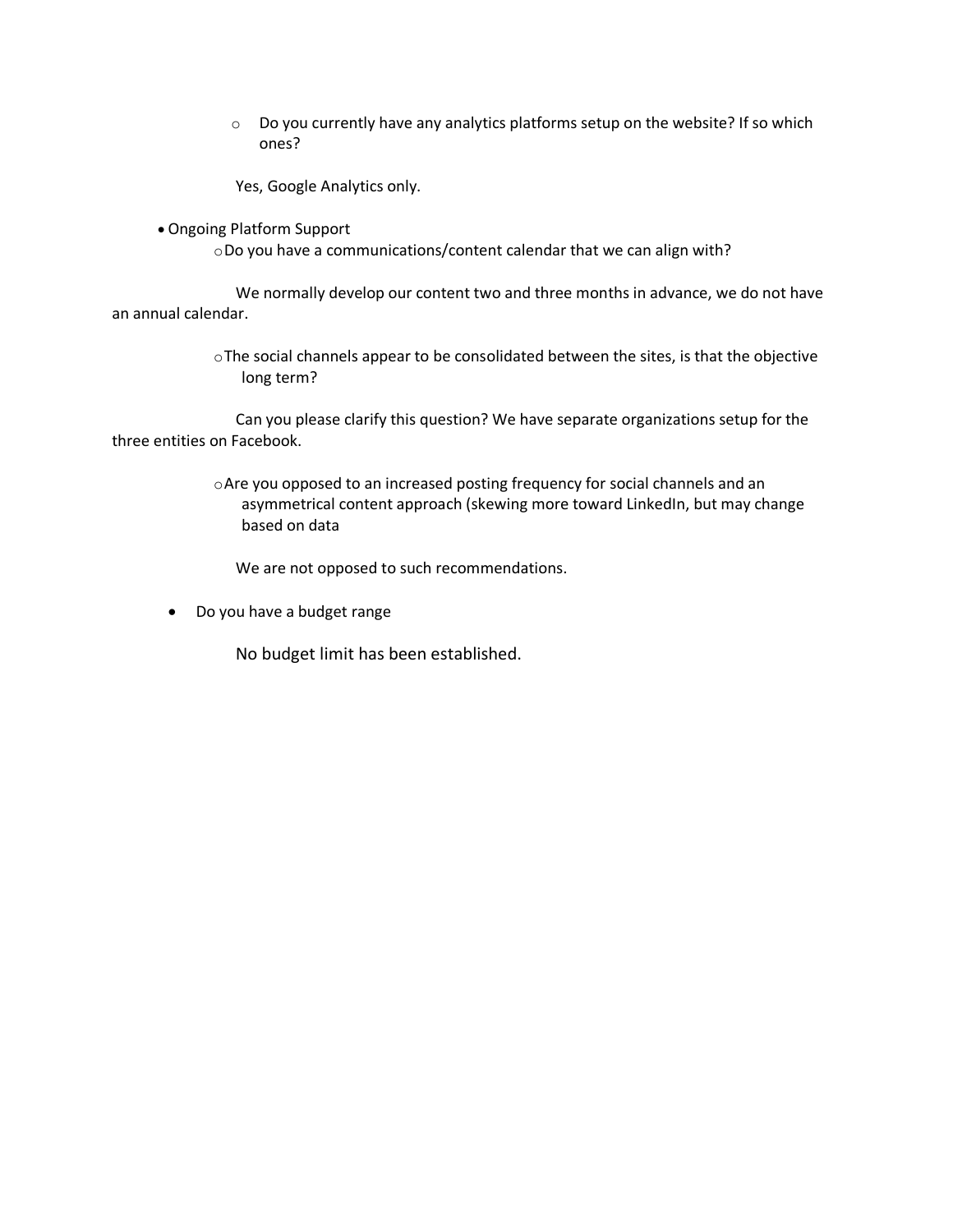- Do you currently have any analytics platforms setup on the website? If so which ones?

    Yes, Google Analytics only.

- Ongoing Platform Support
  - Do you have a communications/content calendar that we can align with?

    We normally develop our content two and three months in advance, we do not have an annual calendar.

  - The social channels appear to be consolidated between the sites, is that the objective long term?

    Can you please clarify this question? We have separate organizations setup for the three entities on Facebook.

  - Are you opposed to an increased posting frequency for social channels and an asymmetrical content approach (skewing more toward LinkedIn, but may change based on data

    We are not opposed to such recommendations.

- Do you have a budget range

  No budget limit has been established.